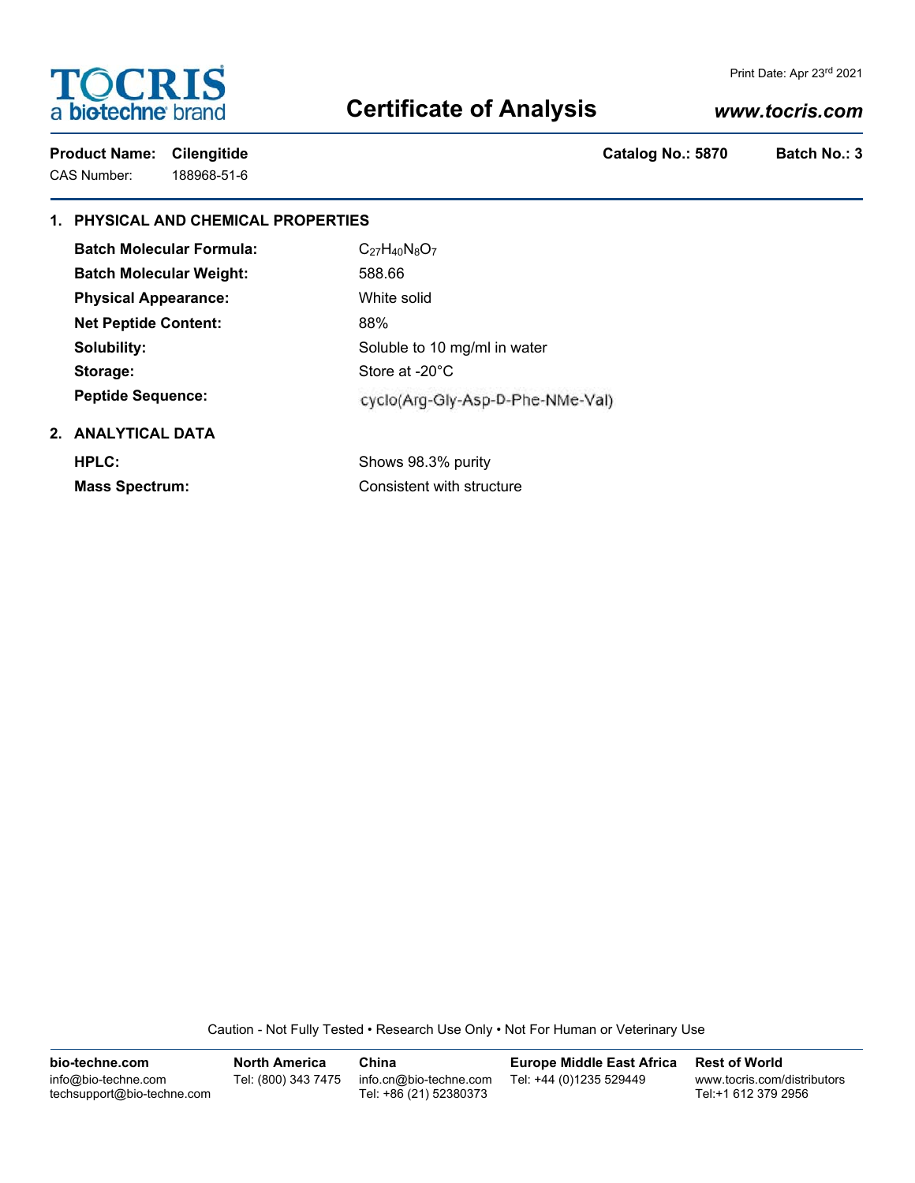# TOCRIS
a bio-techne brand

Print Date: Apr 23rd 2021

## Certificate of Analysis

*www.tocris.com*

**Product Name: Cilengitide** **Catalog No.: 5870** **Batch No.: 3**

CAS Number: 188968-51-6

### 1. PHYSICAL AND CHEMICAL PROPERTIES

| | |
|---|---|
| **Batch Molecular Formula:** | $C_{27}H_{40}N_8O_7$ |
| **Batch Molecular Weight:** | 588.66 |
| **Physical Appearance:** | White solid |
| **Net Peptide Content:** | 88% |
| **Solubility:** | Soluble to 10 mg/ml in water |
| **Storage:** | Store at -20°C |
| **Peptide Sequence:** | cyclo(Arg-Gly-Asp-D-Phe-NMe-Val) |

### 2. ANALYTICAL DATA

| | |
|---|---|
| **HPLC:** | Shows 98.3% purity |
| **Mass Spectrum:** | Consistent with structure |

Caution - Not Fully Tested • Research Use Only • Not For Human or Veterinary Use

| bio-techne.com | North America | China | Europe Middle East Africa | Rest of World |
|---|---|---|---|---|
| info@bio-techne.com | Tel: (800) 343 7475 | info.cn@bio-techne.com | Tel: +44 (0)1235 529449 | www.tocris.com/distributors |
| techsupport@bio-techne.com | | Tel: +86 (21) 52380373 | | Tel:+1 612 379 2956 |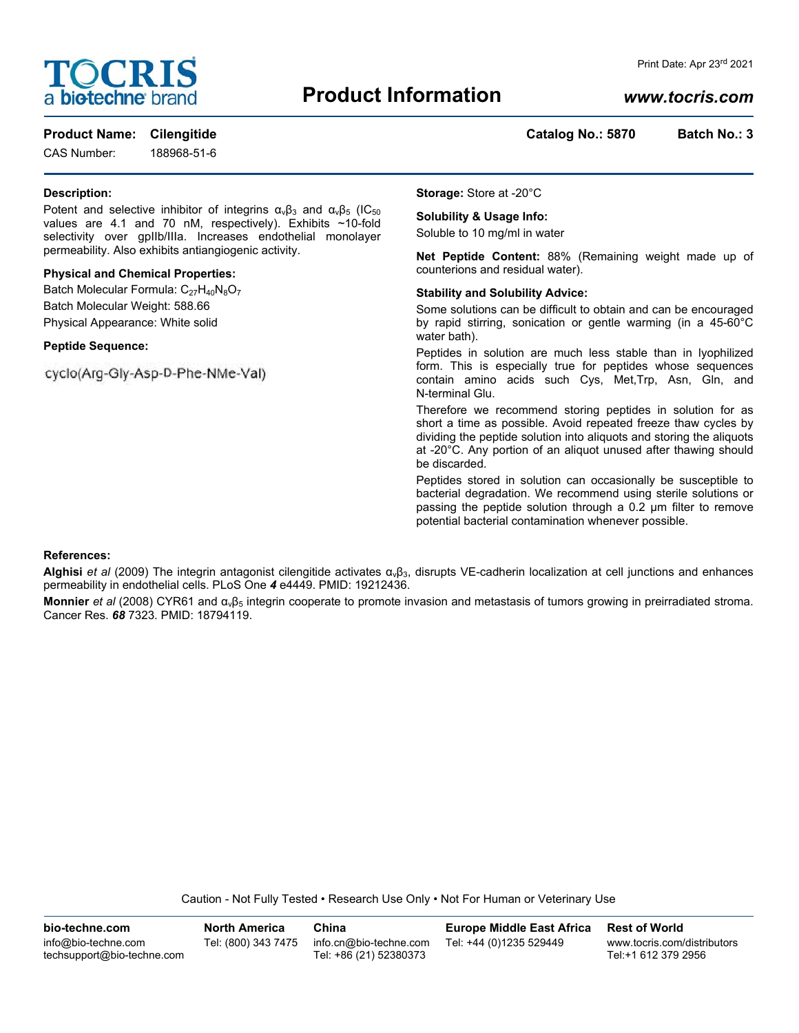# Product Information

Print Date: Apr 23rd 2021

www.tocris.com

**Product Name: Cilengitide** **Catalog No.: 5870** **Batch No.: 3**

CAS Number: 188968-51-6

### Description:

Potent and selective inhibitor of integrins $\alpha_v\beta_3$ and $\alpha_v\beta_5$ ($IC_{50}$ values are 4.1 and 70 nM, respectively). Exhibits ~10-fold selectivity over gpIIb/IIIa. Increases endothelial monolayer permeability. Also exhibits antiangiogenic activity.

### Physical and Chemical Properties:

Batch Molecular Formula: $C_{27}H_{40}N_8O_7$

Batch Molecular Weight: 588.66

Physical Appearance: White solid

### Peptide Sequence:

cyclo(Arg-Gly-Asp-D-Phe-NMe-Val)

**Storage:** Store at -20°C

### Solubility & Usage Info:

Soluble to 10 mg/ml in water

**Net Peptide Content:** 88% (Remaining weight made up of counterions and residual water).

### Stability and Solubility Advice:

Some solutions can be difficult to obtain and can be encouraged by rapid stirring, sonication or gentle warming (in a 45-60°C water bath).

Peptides in solution are much less stable than in lyophilized form. This is especially true for peptides whose sequences contain amino acids such Cys, Met,Trp, Asn, Gln, and N-terminal Glu.

Therefore we recommend storing peptides in solution for as short a time as possible. Avoid repeated freeze thaw cycles by dividing the peptide solution into aliquots and storing the aliquots at -20°C. Any portion of an aliquot unused after thawing should be discarded.

Peptides stored in solution can occasionally be susceptible to bacterial degradation. We recommend using sterile solutions or passing the peptide solution through a 0.2 µm filter to remove potential bacterial contamination whenever possible.

### References:

**Alghisi** *et al* (2009) The integrin antagonist cilengitide activates $\alpha_v\beta_3$, disrupts VE-cadherin localization at cell junctions and enhances permeability in endothelial cells. PLoS One ***4*** e4449. PMID: 19212436.

**Monnier** *et al* (2008) CYR61 and $\alpha_v\beta_5$ integrin cooperate to promote invasion and metastasis of tumors growing in preirradiated stroma. Cancer Res. ***68*** 7323. PMID: 18794119.

Caution - Not Fully Tested • Research Use Only • Not For Human or Veterinary Use

**bio-techne.com**
info@bio-techne.com
techsupport@bio-techne.com

**North America**
Tel: (800) 343 7475

**China**
info.cn@bio-techne.com
Tel: +86 (21) 52380373

**Europe Middle East Africa**
Tel: +44 (0)1235 529449

**Rest of World**
www.tocris.com/distributors
Tel:+1 612 379 2956